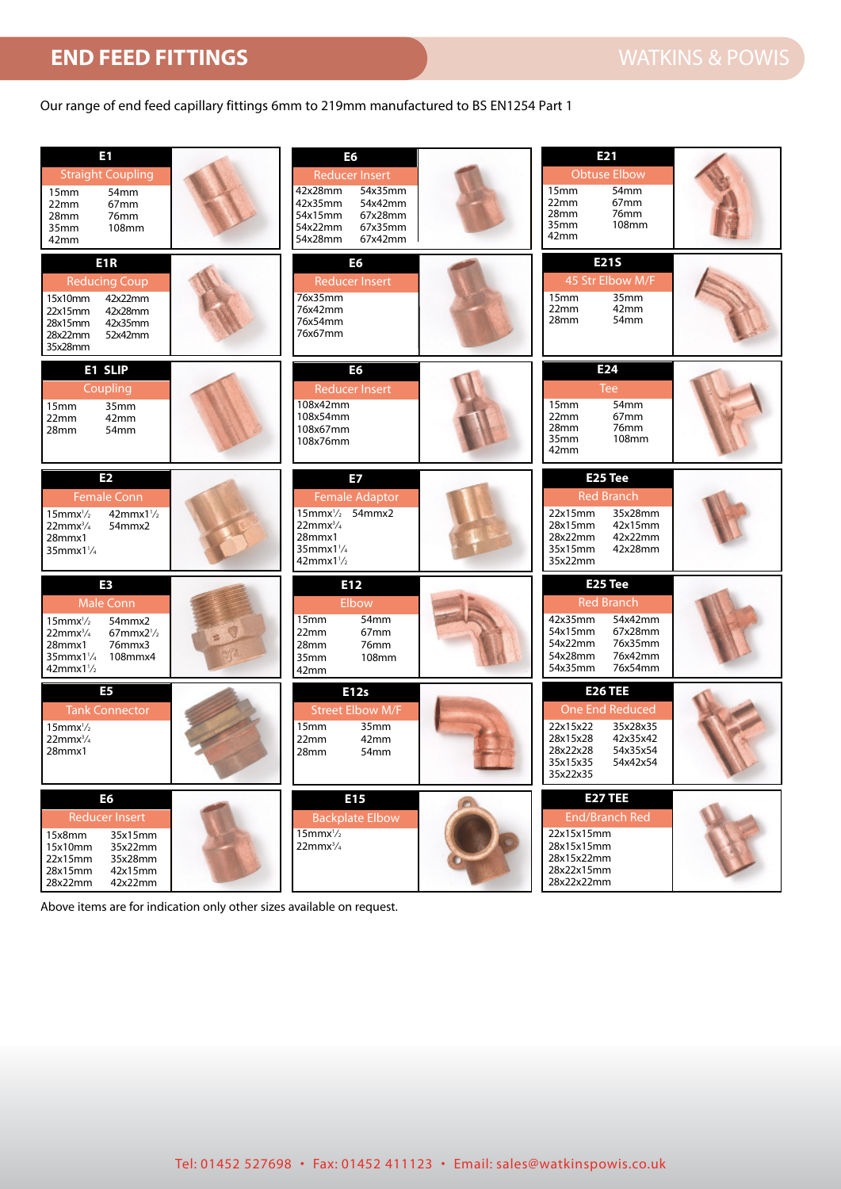# END FEED FITTINGS

WATKINS & POWIS

Our range of end feed capillary fittings 6mm to 219mm manufactured to BS EN1254 Part 1

### E1 – Straight Coupling
15mm, 22mm, 28mm, 35mm, 42mm, 54mm, 67mm, 76mm, 108mm

### E1R – Reducing Coup
15x10mm, 22x15mm, 28x15mm, 28x22mm, 35x28mm, 42x22mm, 42x28mm, 42x35mm, 52x42mm

### E1 SLIP – Coupling
15mm, 22mm, 28mm, 35mm, 42mm, 54mm

### E2 – Female Conn
15mmx1/2, 22mmx3/4, 28mmx1, 35mmx1 1/4, 42mmx1 1/2, 54mmx2

### E3 – Male Conn
15mmx1/2, 22mmx3/4, 28mmx1, 35mmx1 1/4, 42mmx1 1/2, 54mmx2, 67mmx2 1/2, 76mmx3, 108mmx4

### E5 – Tank Connector
15mmx1/2, 22mmx3/4, 28mmx1

### E6 – Reducer Insert
15x8mm, 15x10mm, 22x15mm, 28x15mm, 28x22mm, 35x15mm, 35x22mm, 35x28mm, 42x15mm, 42x22mm

### E6 – Reducer Insert
42x28mm, 42x35mm, 54x15mm, 54x22mm, 54x28mm, 54x35mm, 54x42mm, 67x28mm, 67x35mm, 67x42mm

### E6 – Reducer Insert
76x35mm, 76x42mm, 76x54mm, 76x67mm

### E6 – Reducer Insert
108x42mm, 108x54mm, 108x67mm, 108x76mm

### E7 – Female Adaptor
15mmx1/2, 22mmx3/4, 28mmx1, 35mmx1 1/4, 42mmx1 1/2, 54mmx2

### E12 – Elbow
15mm, 22mm, 28mm, 35mm, 42mm, 54mm, 67mm, 76mm, 108mm

### E12s – Street Elbow M/F
15mm, 22mm, 28mm, 35mm, 42mm, 54mm

### E15 – Backplate Elbow
15mmx1/2, 22mmx3/4

### E21 – Obtuse Elbow
15mm, 22mm, 28mm, 35mm, 42mm, 54mm, 67mm, 76mm, 108mm

### E21S – 45 Str Elbow M/F
15mm, 22mm, 28mm, 35mm, 42mm, 54mm

### E24 – Tee
15mm, 22mm, 28mm, 35mm, 42mm, 54mm, 67mm, 76mm, 108mm

### E25 Tee – Red Branch
22x15mm, 28x15mm, 28x22mm, 35x15mm, 35x22mm, 35x28mm, 42x15mm, 42x22mm, 42x28mm

### E25 Tee – Red Branch
42x35mm, 54x15mm, 54x22mm, 54x28mm, 54x35mm, 54x42mm, 67x28mm, 76x35mm, 76x42mm, 76x54mm

### E26 TEE – One End Reduced
22x15x22, 28x15x28, 28x22x28, 35x15x35, 35x22x35, 35x28x35, 42x35x42, 54x35x54, 54x42x54

### E27 TEE – End/Branch Red
22x15x15mm, 28x15x15mm, 28x15x22mm, 28x22x15mm, 28x22x22mm

Above items are for indication only other sizes available on request.

Tel: 01452 527698 • Fax: 01452 411123 • Email: sales@watkinspowis.co.uk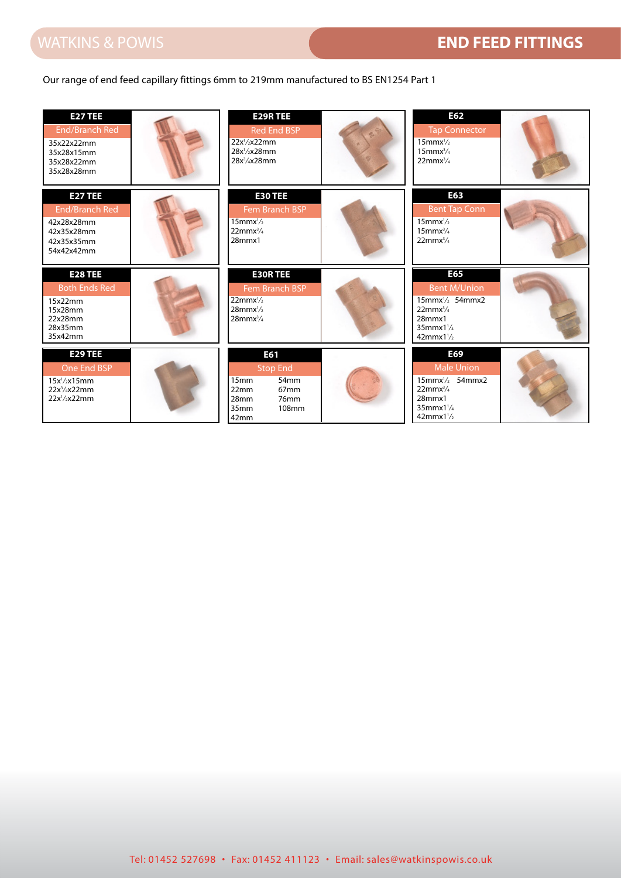# END FEED FITTINGS

Our range of end feed capillary fittings 6mm to 219mm manufactured to BS EN1254 Part 1

### E27 TEE
End/Branch Red

35x22x22mm
35x28x15mm
35x28x22mm
35x28x28mm

### E29R TEE
Red End BSP

22x½x22mm
28x½x28mm
28x¾x28mm

### E62
Tap Connector

15mmx½
15mmx¾
22mmx¾

### E27 TEE
End/Branch Red

42x28x28mm
42x35x28mm
42x35x35mm
54x42x42mm

### E30 TEE
Fem Branch BSP

15mmx½
22mmx¾
28mmx1

### E63
Bent Tap Conn

15mmx½
15mmx¾
22mmx¾

### E28 TEE
Both Ends Red

15x22mm
15x28mm
22x28mm
28x35mm
35x42mm

### E30R TEE
Fem Branch BSP

22mmx½
28mmx½
28mmx¾

### E65
Bent M/Union

15mmx½
22mmx¾
28mmx1
35mmx1¼
42mmx1½
54mmx2

### E29 TEE
One End BSP

15x½x15mm
22x¾x22mm
22x½x22mm

### E61
Stop End

15mm
22mm
28mm
35mm
42mm
54mm
67mm
76mm
108mm

### E69
Male Union

15mmx½
22mmx¾
28mmx1
35mmx1¼
42mmx1½
54mmx2

Tel: 01452 527698 • Fax: 01452 411123 • Email: sales@watkinspowis.co.uk